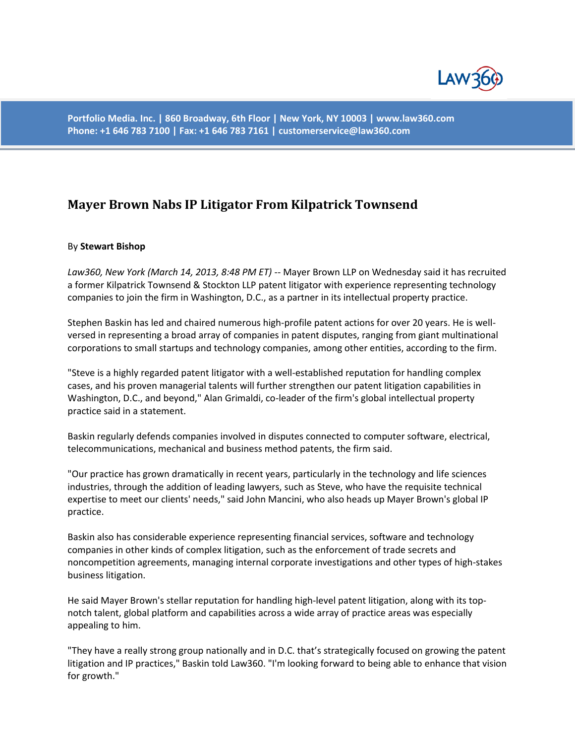Portfolio Media. Inc. | 860 Broadway, 6th Floor | New York, NY 10003 | www.law360.com
Phone: +1 646 783 7100 | Fax: +1 646 783 7161 | customerservice@law360.com

# Mayer Brown Nabs IP Litigator From Kilpatrick Townsend

By **Stewart Bishop**

*Law360, New York (March 14, 2013, 8:48 PM ET)* -- Mayer Brown LLP on Wednesday said it has recruited a former Kilpatrick Townsend & Stockton LLP patent litigator with experience representing technology companies to join the firm in Washington, D.C., as a partner in its intellectual property practice.

Stephen Baskin has led and chaired numerous high-profile patent actions for over 20 years. He is well-versed in representing a broad array of companies in patent disputes, ranging from giant multinational corporations to small startups and technology companies, among other entities, according to the firm.

"Steve is a highly regarded patent litigator with a well-established reputation for handling complex cases, and his proven managerial talents will further strengthen our patent litigation capabilities in Washington, D.C., and beyond," Alan Grimaldi, co-leader of the firm's global intellectual property practice said in a statement.

Baskin regularly defends companies involved in disputes connected to computer software, electrical, telecommunications, mechanical and business method patents, the firm said.

"Our practice has grown dramatically in recent years, particularly in the technology and life sciences industries, through the addition of leading lawyers, such as Steve, who have the requisite technical expertise to meet our clients' needs," said John Mancini, who also heads up Mayer Brown's global IP practice.

Baskin also has considerable experience representing financial services, software and technology companies in other kinds of complex litigation, such as the enforcement of trade secrets and noncompetition agreements, managing internal corporate investigations and other types of high-stakes business litigation.

He said Mayer Brown's stellar reputation for handling high-level patent litigation, along with its top-notch talent, global platform and capabilities across a wide array of practice areas was especially appealing to him.

"They have a really strong group nationally and in D.C. that's strategically focused on growing the patent litigation and IP practices," Baskin told Law360. "I'm looking forward to being able to enhance that vision for growth."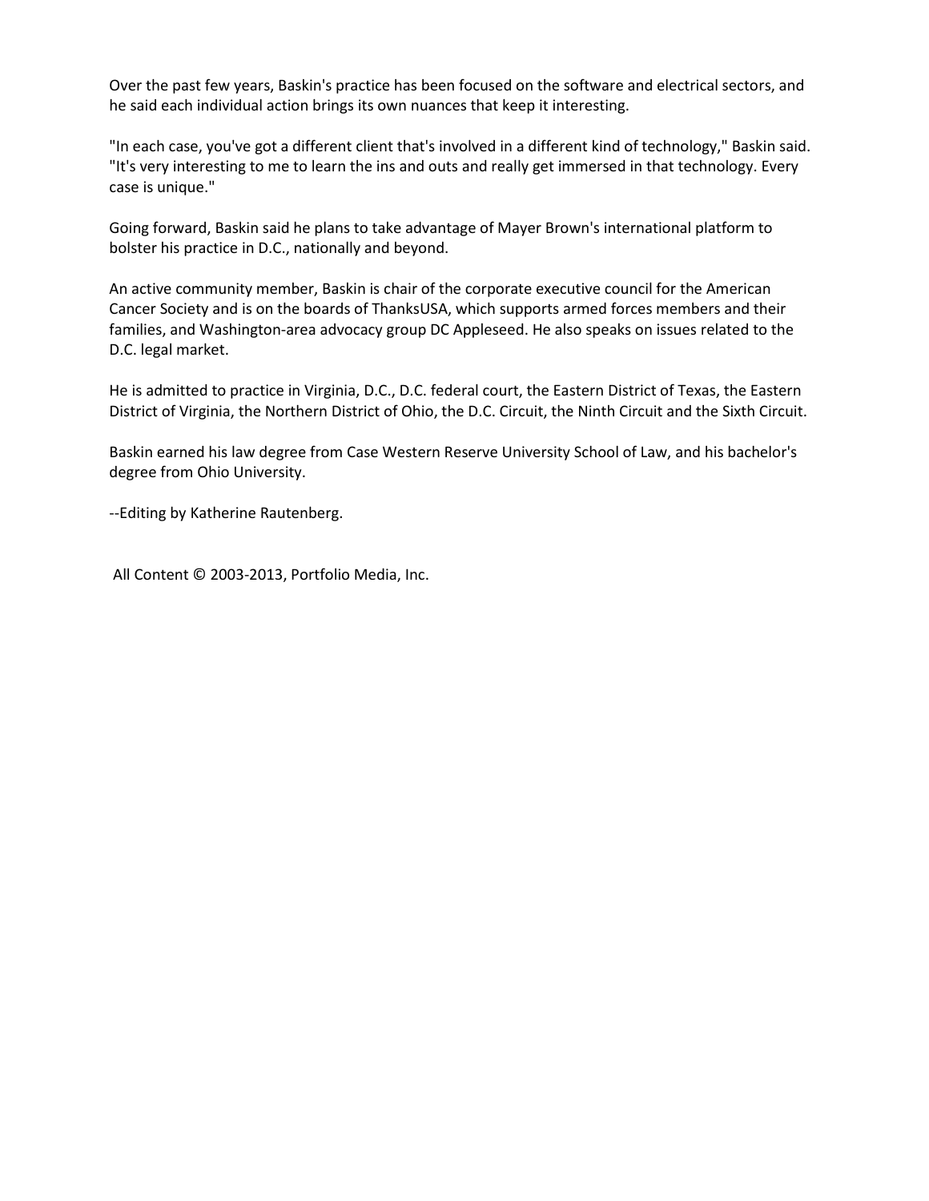Over the past few years, Baskin's practice has been focused on the software and electrical sectors, and he said each individual action brings its own nuances that keep it interesting.

"In each case, you've got a different client that's involved in a different kind of technology," Baskin said. "It's very interesting to me to learn the ins and outs and really get immersed in that technology. Every case is unique."

Going forward, Baskin said he plans to take advantage of Mayer Brown's international platform to bolster his practice in D.C., nationally and beyond.

An active community member, Baskin is chair of the corporate executive council for the American Cancer Society and is on the boards of ThanksUSA, which supports armed forces members and their families, and Washington-area advocacy group DC Appleseed. He also speaks on issues related to the D.C. legal market.

He is admitted to practice in Virginia, D.C., D.C. federal court, the Eastern District of Texas, the Eastern District of Virginia, the Northern District of Ohio, the D.C. Circuit, the Ninth Circuit and the Sixth Circuit.

Baskin earned his law degree from Case Western Reserve University School of Law, and his bachelor's degree from Ohio University.

--Editing by Katherine Rautenberg.

All Content © 2003-2013, Portfolio Media, Inc.